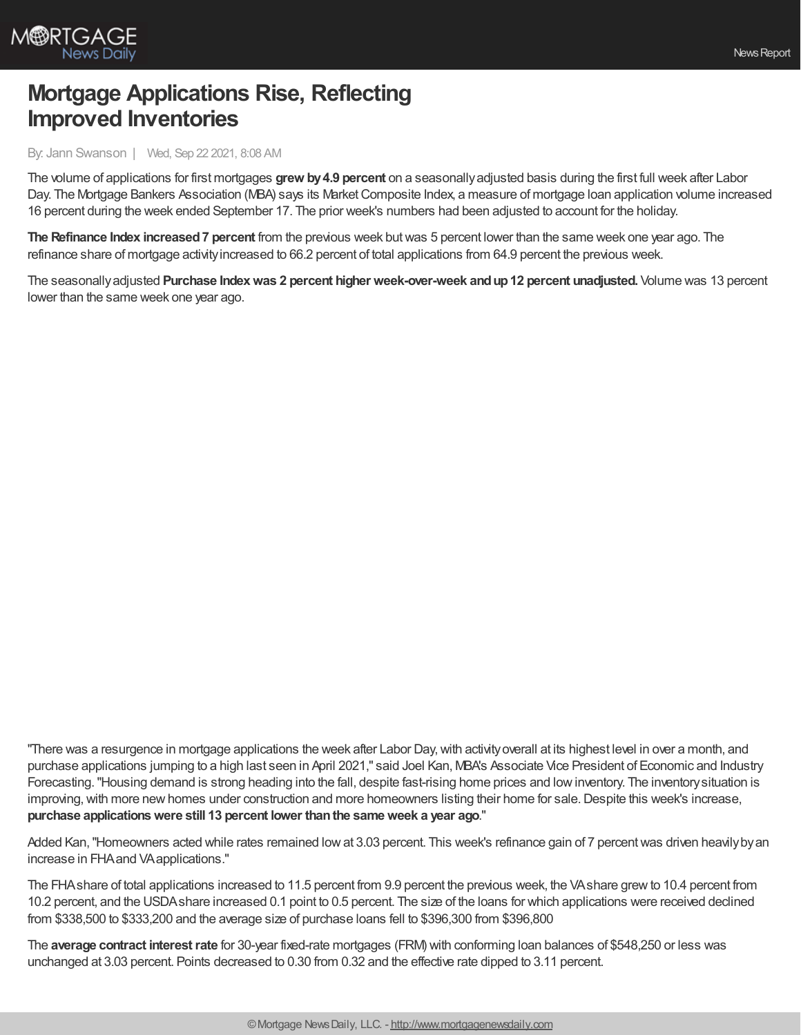# Mortgage Applications Rise, Reflecting Improved Inventories

By: Jann Swanson | Wed, Sep 22 2021, 8:08 AM

The volume of applications for first mortgages **grew by 4.9 percent** on a seasonally adjusted basis during the first full week after Labor Day. The Mortgage Bankers Association (MBA) says its Market Composite Index, a measure of mortgage loan application volume increased 16 percent during the week ended September 17. The prior week's numbers had been adjusted to account for the holiday.

**The Refinance Index increased 7 percent** from the previous week but was 5 percent lower than the same week one year ago. The refinance share of mortgage activity increased to 66.2 percent of total applications from 64.9 percent the previous week.

The seasonally adjusted **Purchase Index was 2 percent higher week-over-week and up 12 percent unadjusted.** Volume was 13 percent lower than the same week one year ago.

"There was a resurgence in mortgage applications the week after Labor Day, with activity overall at its highest level in over a month, and purchase applications jumping to a high last seen in April 2021," said Joel Kan, MBA's Associate Vice President of Economic and Industry Forecasting. "Housing demand is strong heading into the fall, despite fast-rising home prices and low inventory. The inventory situation is improving, with more new homes under construction and more homeowners listing their home for sale. Despite this week's increase, **purchase applications were still 13 percent lower than the same week a year ago**."

Added Kan, "Homeowners acted while rates remained low at 3.03 percent. This week's refinance gain of 7 percent was driven heavily by an increase in FHA and VA applications."

The FHA share of total applications increased to 11.5 percent from 9.9 percent the previous week, the VA share grew to 10.4 percent from 10.2 percent, and the USDA share increased 0.1 point to 0.5 percent. The size of the loans for which applications were received declined from $338,500 to $333,200 and the average size of purchase loans fell to $396,300 from $396,800

The **average contract interest rate** for 30-year fixed-rate mortgages (FRM) with conforming loan balances of $548,250 or less was unchanged at 3.03 percent. Points decreased to 0.30 from 0.32 and the effective rate dipped to 3.11 percent.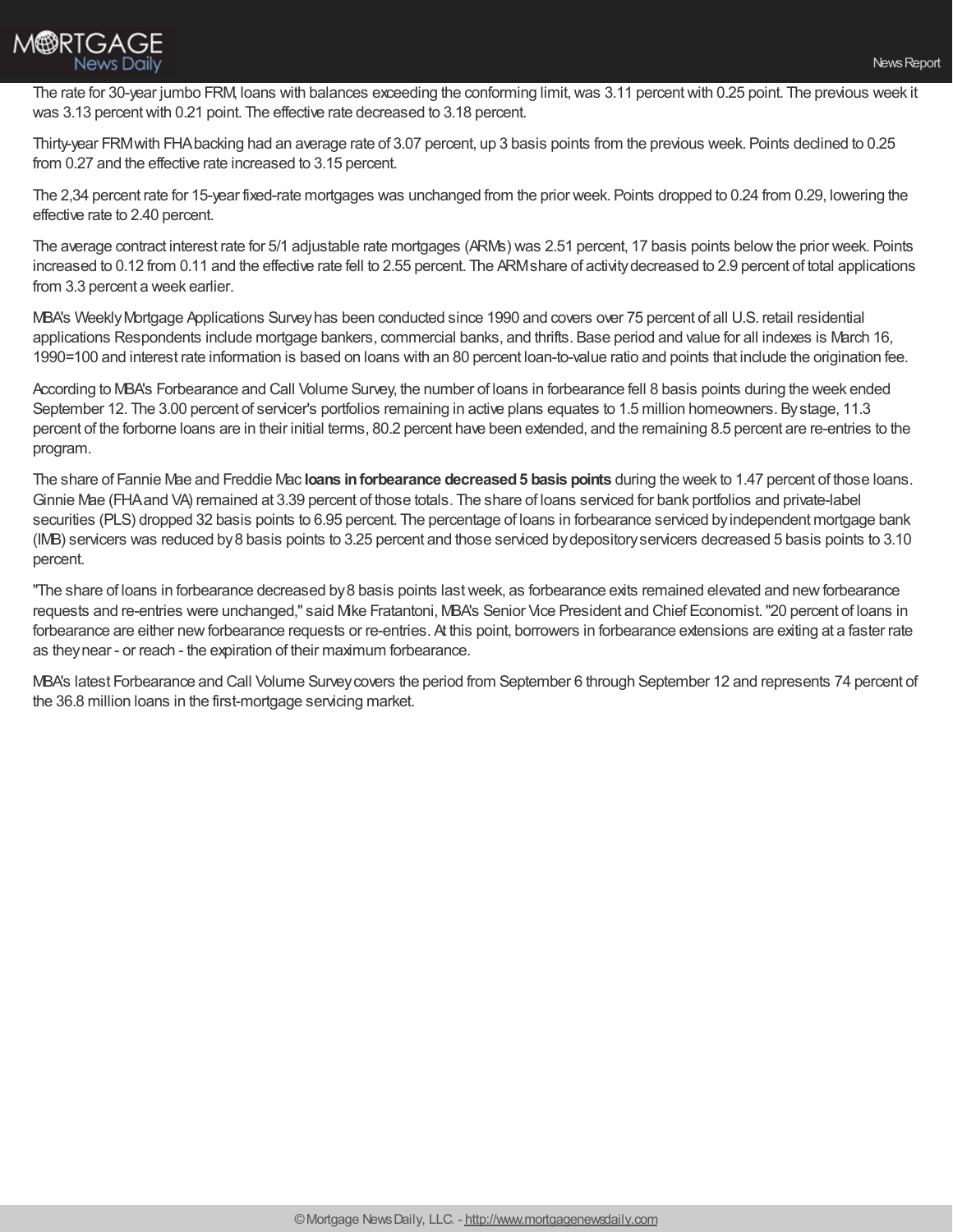The rate for 30-year jumbo FRM, loans with balances exceeding the conforming limit, was 3.11 percent with 0.25 point. The previous week it was 3.13 percent with 0.21 point. The effective rate decreased to 3.18 percent.

Thirty-year FRM with FHA backing had an average rate of 3.07 percent, up 3 basis points from the previous week. Points declined to 0.25 from 0.27 and the effective rate increased to 3.15 percent.

The 2,34 percent rate for 15-year fixed-rate mortgages was unchanged from the prior week. Points dropped to 0.24 from 0.29, lowering the effective rate to 2.40 percent.

The average contract interest rate for 5/1 adjustable rate mortgages (ARMs) was 2.51 percent, 17 basis points below the prior week. Points increased to 0.12 from 0.11 and the effective rate fell to 2.55 percent. The ARM share of activity decreased to 2.9 percent of total applications from 3.3 percent a week earlier.

MBA's Weekly Mortgage Applications Survey has been conducted since 1990 and covers over 75 percent of all U.S. retail residential applications Respondents include mortgage bankers, commercial banks, and thrifts. Base period and value for all indexes is March 16, 1990=100 and interest rate information is based on loans with an 80 percent loan-to-value ratio and points that include the origination fee.

According to MBA's Forbearance and Call Volume Survey, the number of loans in forbearance fell 8 basis points during the week ended September 12. The 3.00 percent of servicer's portfolios remaining in active plans equates to 1.5 million homeowners. By stage, 11.3 percent of the forborne loans are in their initial terms, 80.2 percent have been extended, and the remaining 8.5 percent are re-entries to the program.

The share of Fannie Mae and Freddie Mac **loans in forbearance decreased 5 basis points** during the week to 1.47 percent of those loans. Ginnie Mae (FHA and VA) remained at 3.39 percent of those totals. The share of loans serviced for bank portfolios and private-label securities (PLS) dropped 32 basis points to 6.95 percent. The percentage of loans in forbearance serviced by independent mortgage bank (IMB) servicers was reduced by 8 basis points to 3.25 percent and those serviced by depository servicers decreased 5 basis points to 3.10 percent.

"The share of loans in forbearance decreased by 8 basis points last week, as forbearance exits remained elevated and new forbearance requests and re-entries were unchanged," said Mike Fratantoni, MBA's Senior Vice President and Chief Economist. "20 percent of loans in forbearance are either new forbearance requests or re-entries. At this point, borrowers in forbearance extensions are exiting at a faster rate as they near - or reach - the expiration of their maximum forbearance.

MBA's latest Forbearance and Call Volume Survey covers the period from September 6 through September 12 and represents 74 percent of the 36.8 million loans in the first-mortgage servicing market.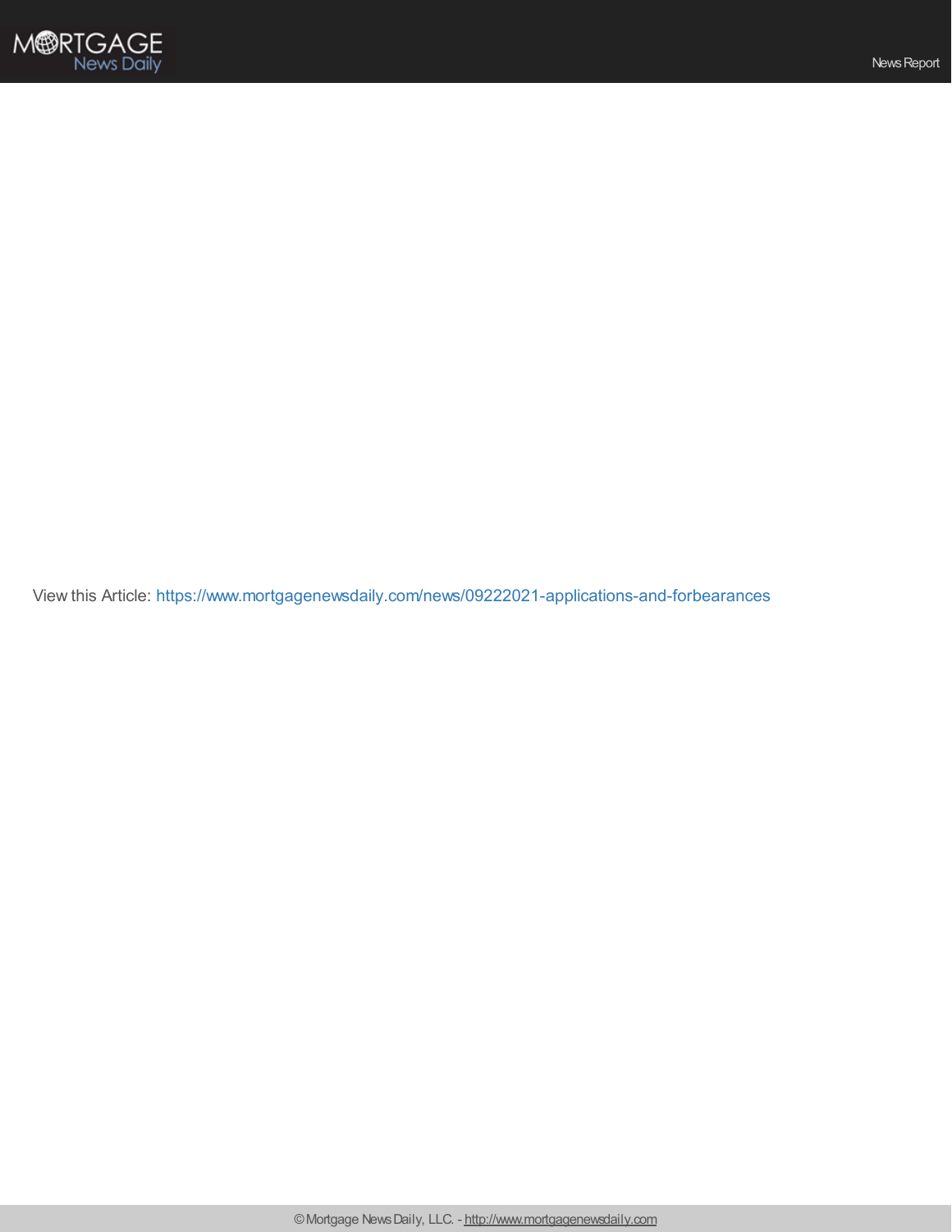View this Article: https://www.mortgagenewsdaily.com/news/09222021-applications-and-forbearances